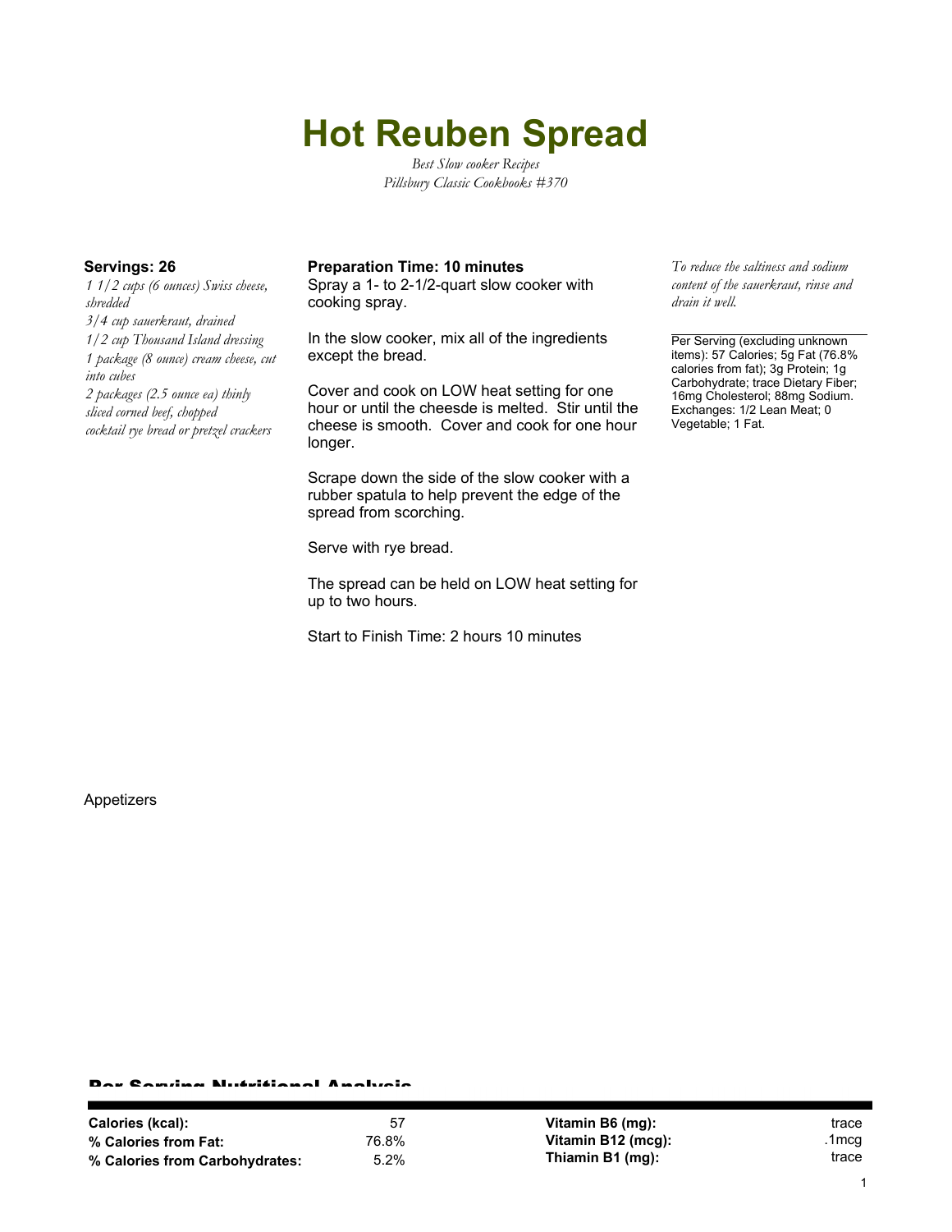# Hot Reuben Spread

*Best Slow cooker Recipes*
*Pillsbury Classic Cookbooks #370*

**Servings: 26**

*1 1/2 cups (6 ounces) Swiss cheese, shredded*
*3/4 cup sauerkraut, drained*
*1/2 cup Thousand Island dressing*
*1 package (8 ounce) cream cheese, cut into cubes*
*2 packages (2.5 ounce ea) thinly sliced corned beef, chopped*
*cocktail rye bread or pretzel crackers*

**Preparation Time: 10 minutes**

Spray a 1- to 2-1/2-quart slow cooker with cooking spray.

In the slow cooker, mix all of the ingredients except the bread.

Cover and cook on LOW heat setting for one hour or until the cheesde is melted. Stir until the cheese is smooth. Cover and cook for one hour longer.

Scrape down the side of the slow cooker with a rubber spatula to help prevent the edge of the spread from scorching.

Serve with rye bread.

The spread can be held on LOW heat setting for up to two hours.

Start to Finish Time: 2 hours 10 minutes

*To reduce the saltiness and sodium content of the sauerkraut, rinse and drain it well.*

Per Serving (excluding unknown items): 57 Calories; 5g Fat (76.8% calories from fat); 3g Protein; 1g Carbohydrate; trace Dietary Fiber; 16mg Cholesterol; 88mg Sodium. Exchanges: 1/2 Lean Meat; 0 Vegetable; 1 Fat.

Appetizers

## Per Serving Nutritional Analysis

| | | | |
|---|---|---|---|
| **Calories (kcal):** | 57 | **Vitamin B6 (mg):** | trace |
| **% Calories from Fat:** | 76.8% | **Vitamin B12 (mcg):** | .1mcg |
| **% Calories from Carbohydrates:** | 5.2% | **Thiamin B1 (mg):** | trace |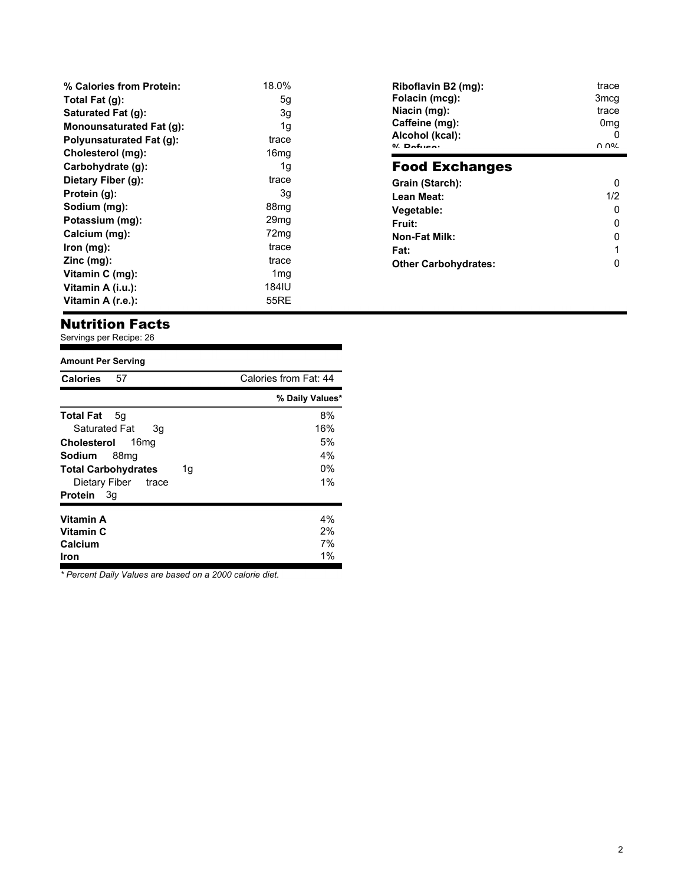| | |
|---|---|
| **% Calories from Protein:** | 18.0% |
| **Total Fat (g):** | 5g |
| **Saturated Fat (g):** | 3g |
| **Monounsaturated Fat (g):** | 1g |
| **Polyunsaturated Fat (g):** | trace |
| **Cholesterol (mg):** | 16mg |
| **Carbohydrate (g):** | 1g |
| **Dietary Fiber (g):** | trace |
| **Protein (g):** | 3g |
| **Sodium (mg):** | 88mg |
| **Potassium (mg):** | 29mg |
| **Calcium (mg):** | 72mg |
| **Iron (mg):** | trace |
| **Zinc (mg):** | trace |
| **Vitamin C (mg):** | 1mg |
| **Vitamin A (i.u.):** | 184IU |
| **Vitamin A (r.e.):** | 55RE |

| | |
|---|---|
| **Riboflavin B2 (mg):** | trace |
| **Folacin (mcg):** | 3mcg |
| **Niacin (mg):** | trace |
| **Caffeine (mg):** | 0mg |
| **Alcohol (kcal):** | 0 |
| **% Refuse:** | 0.0% |

## Food Exchanges

| | |
|---|---|
| **Grain (Starch):** | 0 |
| **Lean Meat:** | 1/2 |
| **Vegetable:** | 0 |
| **Fruit:** | 0 |
| **Non-Fat Milk:** | 0 |
| **Fat:** | 1 |
| **Other Carbohydrates:** | 0 |

## Nutrition Facts

Servings per Recipe: 26

**Amount Per Serving**

| | |
|---|---|
| **Calories** 57 | Calories from Fat: 44 |
| | **% Daily Values*** |
| **Total Fat** 5g | 8% |
| Saturated Fat 3g | 16% |
| **Cholesterol** 16mg | 5% |
| **Sodium** 88mg | 4% |
| **Total Carbohydrates** 1g | 0% |
| Dietary Fiber trace | 1% |
| **Protein** 3g | |
| **Vitamin A** | 4% |
| **Vitamin C** | 2% |
| **Calcium** | 7% |
| **Iron** | 1% |

*\* Percent Daily Values are based on a 2000 calorie diet.*